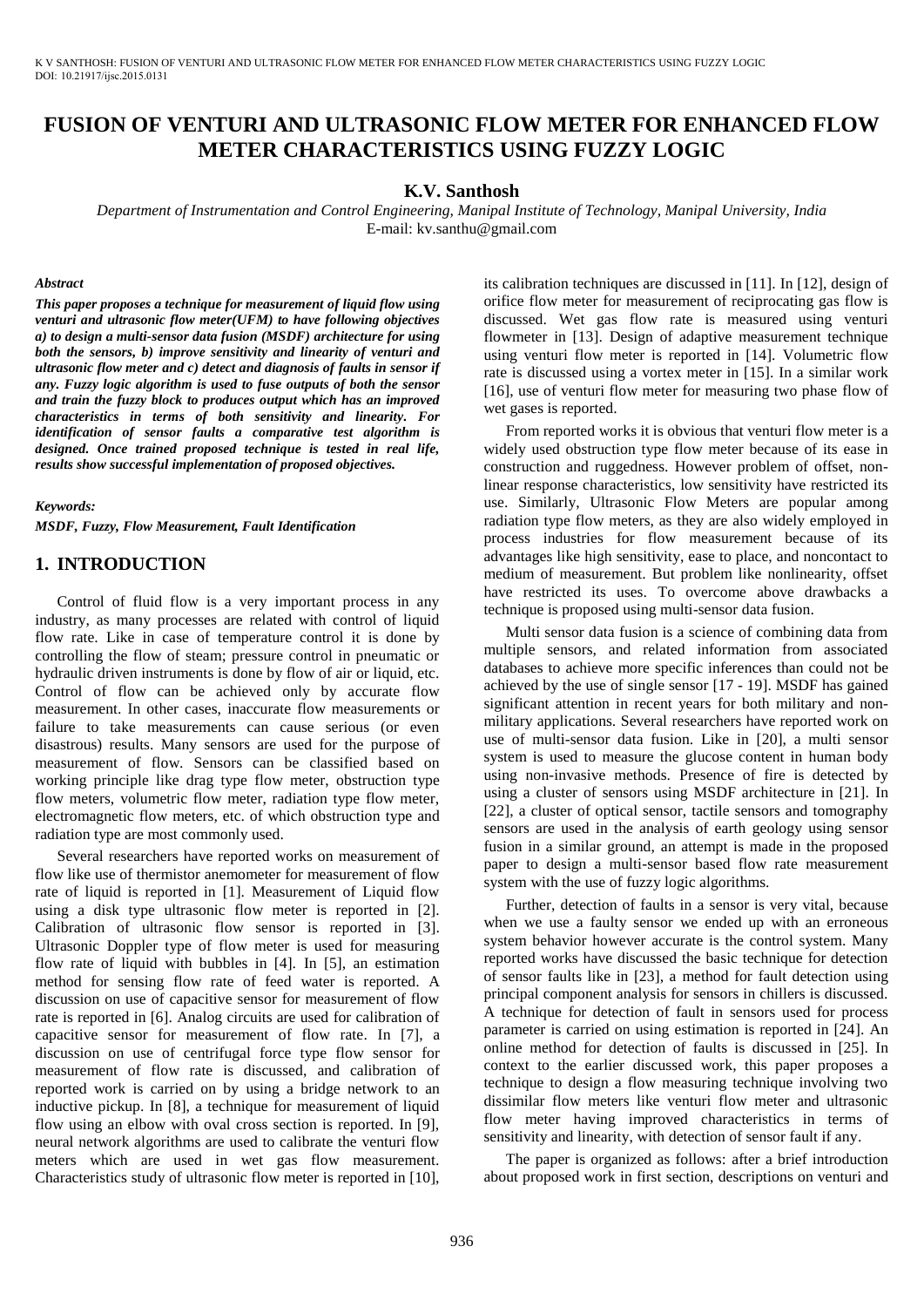# FUSION OF VENTURI AND ULTRASONIC FLOW METER FOR ENHANCED FLOW METER CHARACTERISTICS USING FUZZY LOGIC

**K.V. Santhosh**

*Department of Instrumentation and Control Engineering, Manipal Institute of Technology, Manipal University, India*
E-mail: kv.santhu@gmail.com

***Abstract***

***This paper proposes a technique for measurement of liquid flow using venturi and ultrasonic flow meter(UFM) to have following objectives a) to design a multi-sensor data fusion (MSDF) architecture for using both the sensors, b) improve sensitivity and linearity of venturi and ultrasonic flow meter and c) detect and diagnosis of faults in sensor if any. Fuzzy logic algorithm is used to fuse outputs of both the sensor and train the fuzzy block to produces output which has an improved characteristics in terms of both sensitivity and linearity. For identification of sensor faults a comparative test algorithm is designed. Once trained proposed technique is tested in real life, results show successful implementation of proposed objectives.***

***Keywords:***

***MSDF, Fuzzy, Flow Measurement, Fault Identification***

## 1. INTRODUCTION

Control of fluid flow is a very important process in any industry, as many processes are related with control of liquid flow rate. Like in case of temperature control it is done by controlling the flow of steam; pressure control in pneumatic or hydraulic driven instruments is done by flow of air or liquid, etc. Control of flow can be achieved only by accurate flow measurement. In other cases, inaccurate flow measurements or failure to take measurements can cause serious (or even disastrous) results. Many sensors are used for the purpose of measurement of flow. Sensors can be classified based on working principle like drag type flow meter, obstruction type flow meters, volumetric flow meter, radiation type flow meter, electromagnetic flow meters, etc. of which obstruction type and radiation type are most commonly used.

Several researchers have reported works on measurement of flow like use of thermistor anemometer for measurement of flow rate of liquid is reported in [1]. Measurement of Liquid flow using a disk type ultrasonic flow meter is reported in [2]. Calibration of ultrasonic flow sensor is reported in [3]. Ultrasonic Doppler type of flow meter is used for measuring flow rate of liquid with bubbles in [4]. In [5], an estimation method for sensing flow rate of feed water is reported. A discussion on use of capacitive sensor for measurement of flow rate is reported in [6]. Analog circuits are used for calibration of capacitive sensor for measurement of flow rate. In [7], a discussion on use of centrifugal force type flow sensor for measurement of flow rate is discussed, and calibration of reported work is carried on by using a bridge network to an inductive pickup. In [8], a technique for measurement of liquid flow using an elbow with oval cross section is reported. In [9], neural network algorithms are used to calibrate the venturi flow meters which are used in wet gas flow measurement. Characteristics study of ultrasonic flow meter is reported in [10], its calibration techniques are discussed in [11]. In [12], design of orifice flow meter for measurement of reciprocating gas flow is discussed. Wet gas flow rate is measured using venturi flowmeter in [13]. Design of adaptive measurement technique using venturi flow meter is reported in [14]. Volumetric flow rate is discussed using a vortex meter in [15]. In a similar work [16], use of venturi flow meter for measuring two phase flow of wet gases is reported.

From reported works it is obvious that venturi flow meter is a widely used obstruction type flow meter because of its ease in construction and ruggedness. However problem of offset, non-linear response characteristics, low sensitivity have restricted its use. Similarly, Ultrasonic Flow Meters are popular among radiation type flow meters, as they are also widely employed in process industries for flow measurement because of its advantages like high sensitivity, ease to place, and noncontact to medium of measurement. But problem like nonlinearity, offset have restricted its uses. To overcome above drawbacks a technique is proposed using multi-sensor data fusion.

Multi sensor data fusion is a science of combining data from multiple sensors, and related information from associated databases to achieve more specific inferences than could not be achieved by the use of single sensor [17 - 19]. MSDF has gained significant attention in recent years for both military and non-military applications. Several researchers have reported work on use of multi-sensor data fusion. Like in [20], a multi sensor system is used to measure the glucose content in human body using non-invasive methods. Presence of fire is detected by using a cluster of sensors using MSDF architecture in [21]. In [22], a cluster of optical sensor, tactile sensors and tomography sensors are used in the analysis of earth geology using sensor fusion in a similar ground, an attempt is made in the proposed paper to design a multi-sensor based flow rate measurement system with the use of fuzzy logic algorithms.

Further, detection of faults in a sensor is very vital, because when we use a faulty sensor we ended up with an erroneous system behavior however accurate is the control system. Many reported works have discussed the basic technique for detection of sensor faults like in [23], a method for fault detection using principal component analysis for sensors in chillers is discussed. A technique for detection of fault in sensors used for process parameter is carried on using estimation is reported in [24]. An online method for detection of faults is discussed in [25]. In context to the earlier discussed work, this paper proposes a technique to design a flow measuring technique involving two dissimilar flow meters like venturi flow meter and ultrasonic flow meter having improved characteristics in terms of sensitivity and linearity, with detection of sensor fault if any.

The paper is organized as follows: after a brief introduction about proposed work in first section, descriptions on venturi and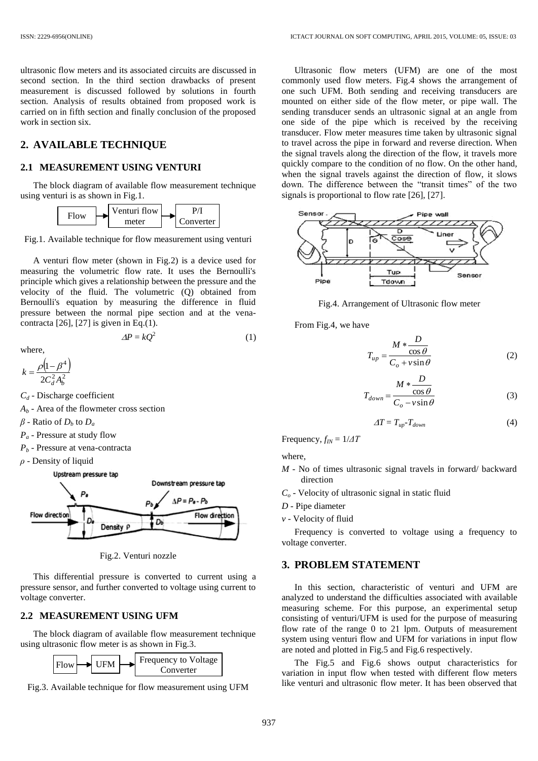ultrasonic flow meters and its associated circuits are discussed in second section. In the third section drawbacks of present measurement is discussed followed by solutions in fourth section. Analysis of results obtained from proposed work is carried on in fifth section and finally conclusion of the proposed work in section six.

## 2. AVAILABLE TECHNIQUE

### 2.1 MEASUREMENT USING VENTURI

The block diagram of available flow measurement technique using venturi is as shown in Fig.1.

Flow → Venturi flow meter → P/I Converter

Fig.1. Available technique for flow measurement using venturi

A venturi flow meter (shown in Fig.2) is a device used for measuring the volumetric flow rate. It uses the Bernoulli's principle which gives a relationship between the pressure and the velocity of the fluid. The volumetric (Q) obtained from Bernoulli's equation by measuring the difference in fluid pressure between the normal pipe section and at the vena-contracta [26], [27] is given in Eq.(1).

$$\Delta P = kQ^2 \tag{1}$$

where,

$$k = \frac{\rho\left(1-\beta^4\right)}{2C_d^2 A_b^2}$$

$C_d$ - Discharge coefficient

$A_b$ - Area of the flowmeter cross section

$\beta$ - Ratio of $D_b$ to $D_a$

$P_a$ - Pressure at study flow

$P_b$ - Pressure at vena-contracta

$\rho$ - Density of liquid

Fig.2. Venturi nozzle

This differential pressure is converted to current using a pressure sensor, and further converted to voltage using current to voltage converter.

### 2.2 MEASUREMENT USING UFM

The block diagram of available flow measurement technique using ultrasonic flow meter is as shown in Fig.3.

Flow → UFM → Frequency to Voltage Converter

Fig.3. Available technique for flow measurement using UFM

Ultrasonic flow meters (UFM) are one of the most commonly used flow meters. Fig.4 shows the arrangement of one such UFM. Both sending and receiving transducers are mounted on either side of the flow meter, or pipe wall. The sending transducer sends an ultrasonic signal at an angle from one side of the pipe which is received by the receiving transducer. Flow meter measures time taken by ultrasonic signal to travel across the pipe in forward and reverse direction. When the signal travels along the direction of the flow, it travels more quickly compare to the condition of no flow. On the other hand, when the signal travels against the direction of flow, it slows down. The difference between the "transit times" of the two signals is proportional to flow rate [26], [27].

Fig.4. Arrangement of Ultrasonic flow meter

From Fig.4, we have

$$T_{up} = \frac{M * \dfrac{D}{\cos\theta}}{C_o + v\sin\theta} \tag{2}$$

$$T_{down} = \frac{M * \dfrac{D}{\cos\theta}}{C_o - v\sin\theta} \tag{3}$$

$$\Delta T = T_{up} - T_{down} \tag{4}$$

Frequency, $f_{IN} = 1/\Delta T$

where,

$M$ - No of times ultrasonic signal travels in forward/ backward direction

$C_o$ - Velocity of ultrasonic signal in static fluid

$D$ - Pipe diameter

$v$ - Velocity of fluid

Frequency is converted to voltage using a frequency to voltage converter.

## 3. PROBLEM STATEMENT

In this section, characteristic of venturi and UFM are analyzed to understand the difficulties associated with available measuring scheme. For this purpose, an experimental setup consisting of venturi/UFM is used for the purpose of measuring flow rate of the range 0 to 21 lpm. Outputs of measurement system using venturi flow and UFM for variations in input flow are noted and plotted in Fig.5 and Fig.6 respectively.

The Fig.5 and Fig.6 shows output characteristics for variation in input flow when tested with different flow meters like venturi and ultrasonic flow meter. It has been observed that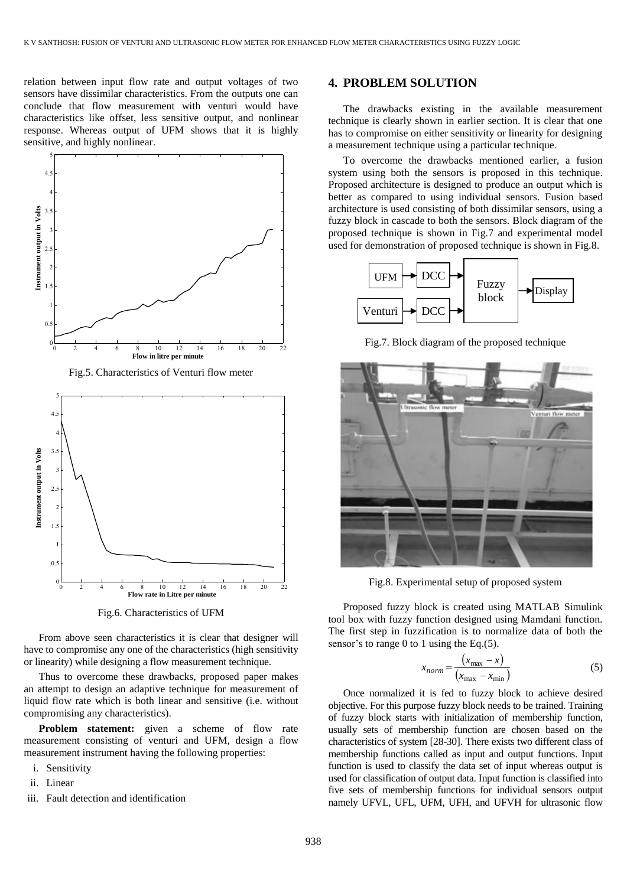relation between input flow rate and output voltages of two sensors have dissimilar characteristics. From the outputs one can conclude that flow measurement with venturi would have characteristics like offset, less sensitive output, and nonlinear response. Whereas output of UFM shows that it is highly sensitive, and highly nonlinear.

Fig.5. Characteristics of Venturi flow meter

Fig.6. Characteristics of UFM

From above seen characteristics it is clear that designer will have to compromise any one of the characteristics (high sensitivity or linearity) while designing a flow measurement technique.

Thus to overcome these drawbacks, proposed paper makes an attempt to design an adaptive technique for measurement of liquid flow rate which is both linear and sensitive (i.e. without compromising any characteristics).

**Problem statement:** given a scheme of flow rate measurement consisting of venturi and UFM, design a flow measurement instrument having the following properties:

i. Sensitivity
ii. Linear
iii. Fault detection and identification

## 4. PROBLEM SOLUTION

The drawbacks existing in the available measurement technique is clearly shown in earlier section. It is clear that one has to compromise on either sensitivity or linearity for designing a measurement technique using a particular technique.

To overcome the drawbacks mentioned earlier, a fusion system using both the sensors is proposed in this technique. Proposed architecture is designed to produce an output which is better as compared to using individual sensors. Fusion based architecture is used consisting of both dissimilar sensors, using a fuzzy block in cascade to both the sensors. Block diagram of the proposed technique is shown in Fig.7 and experimental model used for demonstration of proposed technique is shown in Fig.8.

Fig.7. Block diagram of the proposed technique

Fig.8. Experimental setup of proposed system

Proposed fuzzy block is created using MATLAB Simulink tool box with fuzzy function designed using Mamdani function. The first step in fuzzification is to normalize data of both the sensor's to range 0 to 1 using the Eq.(5).

$$x_{norm} = \frac{(x_{\max} - x)}{(x_{\max} - x_{\min})} \tag{5}$$

Once normalized it is fed to fuzzy block to achieve desired objective. For this purpose fuzzy block needs to be trained. Training of fuzzy block starts with initialization of membership function, usually sets of membership function are chosen based on the characteristics of system [28-30]. There exists two different class of membership functions called as input and output functions. Input function is used to classify the data set of input whereas output is used for classification of output data. Input function is classified into five sets of membership functions for individual sensors output namely UFVL, UFL, UFM, UFH, and UFVH for ultrasonic flow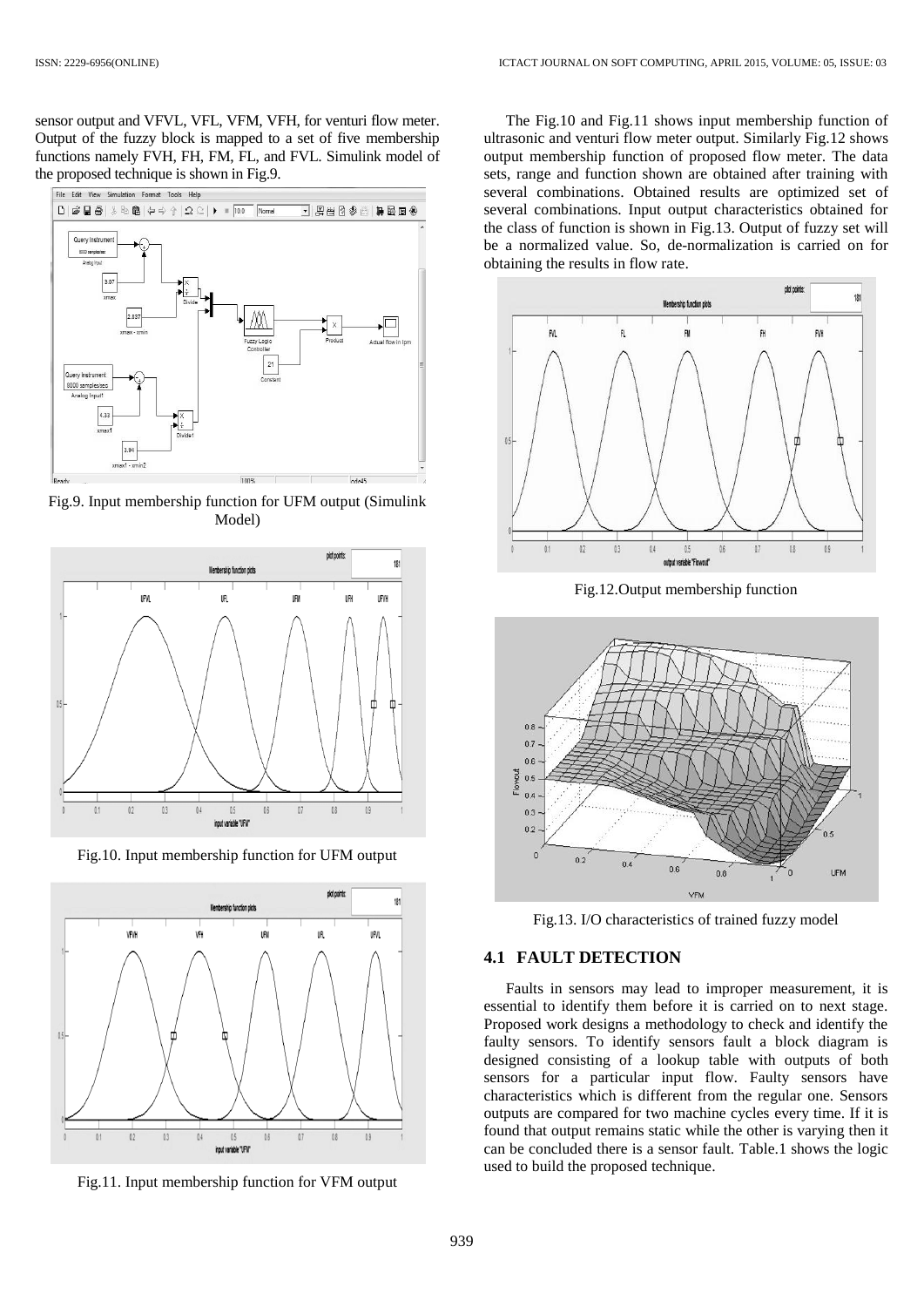sensor output and VFVL, VFL, VFM, VFH, for venturi flow meter. Output of the fuzzy block is mapped to a set of five membership functions namely FVH, FH, FM, FL, and FVL. Simulink model of the proposed technique is shown in Fig.9.

Fig.9. Input membership function for UFM output (Simulink Model)

Fig.10. Input membership function for UFM output

Fig.11. Input membership function for VFM output

The Fig.10 and Fig.11 shows input membership function of ultrasonic and venturi flow meter output. Similarly Fig.12 shows output membership function of proposed flow meter. The data sets, range and function shown are obtained after training with several combinations. Obtained results are optimized set of several combinations. Input output characteristics obtained for the class of function is shown in Fig.13. Output of fuzzy set will be a normalized value. So, de-normalization is carried on for obtaining the results in flow rate.

Fig.12.Output membership function

Fig.13. I/O characteristics of trained fuzzy model

## 4.1 FAULT DETECTION

Faults in sensors may lead to improper measurement, it is essential to identify them before it is carried on to next stage. Proposed work designs a methodology to check and identify the faulty sensors. To identify sensors fault a block diagram is designed consisting of a lookup table with outputs of both sensors for a particular input flow. Faulty sensors have characteristics which is different from the regular one. Sensors outputs are compared for two machine cycles every time. If it is found that output remains static while the other is varying then it can be concluded there is a sensor fault. Table.1 shows the logic used to build the proposed technique.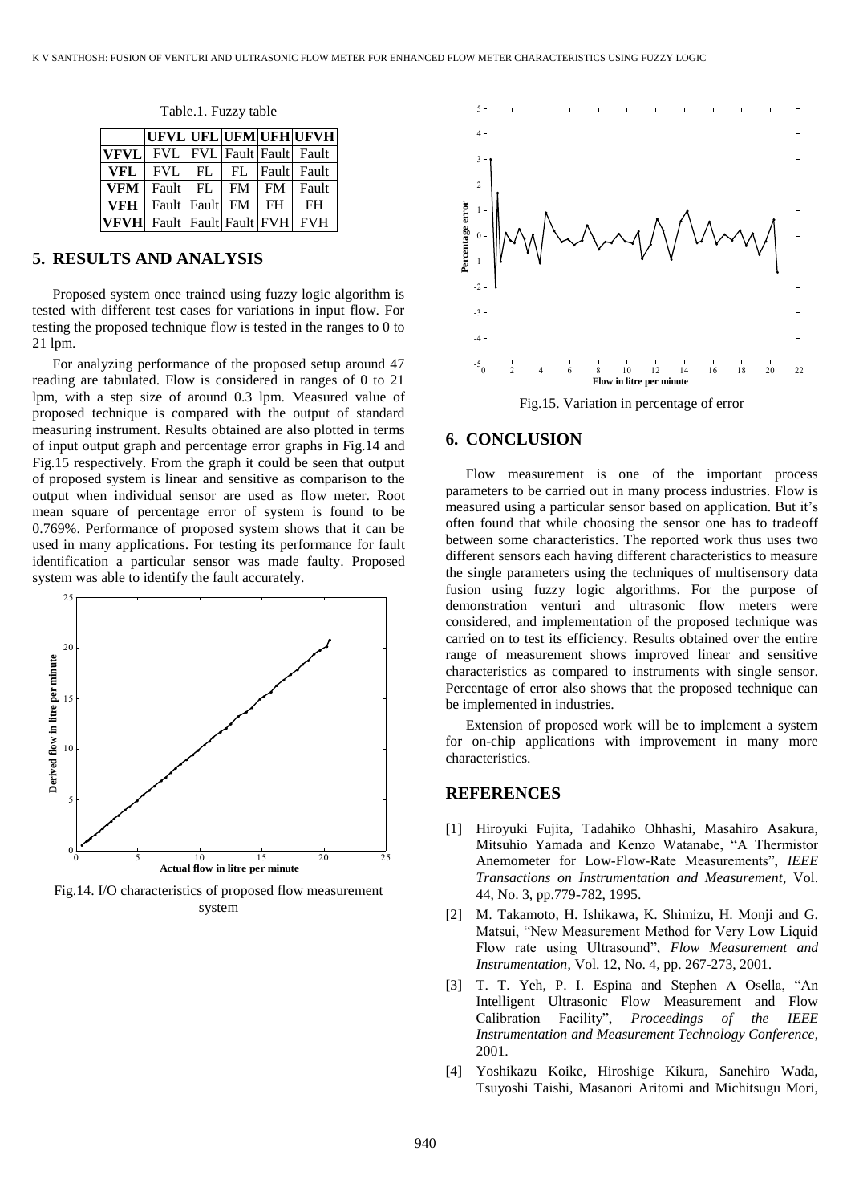Table.1. Fuzzy table

| | UFVL | UFL | UFM | UFH | UFVH |
|---|---|---|---|---|---|
| **VFVL** | FVL | FVL | Fault | Fault | Fault |
| **VFL** | FVL | FL | FL | Fault | Fault |
| **VFM** | Fault | FL | FM | FM | Fault |
| **VFH** | Fault | Fault | FM | FH | FH |
| **VFVH** | Fault | Fault | Fault | FVH | FVH |

## 5. RESULTS AND ANALYSIS

Proposed system once trained using fuzzy logic algorithm is tested with different test cases for variations in input flow. For testing the proposed technique flow is tested in the ranges to 0 to 21 lpm.

For analyzing performance of the proposed setup around 47 reading are tabulated. Flow is considered in ranges of 0 to 21 lpm, with a step size of around 0.3 lpm. Measured value of proposed technique is compared with the output of standard measuring instrument. Results obtained are also plotted in terms of input output graph and percentage error graphs in Fig.14 and Fig.15 respectively. From the graph it could be seen that output of proposed system is linear and sensitive as comparison to the output when individual sensor are used as flow meter. Root mean square of percentage error of system is found to be 0.769%. Performance of proposed system shows that it can be used in many applications. For testing its performance for fault identification a particular sensor was made faulty. Proposed system was able to identify the fault accurately.

Fig.14. I/O characteristics of proposed flow measurement system

Fig.15. Variation in percentage of error

## 6. CONCLUSION

Flow measurement is one of the important process parameters to be carried out in many process industries. Flow is measured using a particular sensor based on application. But it's often found that while choosing the sensor one has to tradeoff between some characteristics. The reported work thus uses two different sensors each having different characteristics to measure the single parameters using the techniques of multisensory data fusion using fuzzy logic algorithms. For the purpose of demonstration venturi and ultrasonic flow meters were considered, and implementation of the proposed technique was carried on to test its efficiency. Results obtained over the entire range of measurement shows improved linear and sensitive characteristics as compared to instruments with single sensor. Percentage of error also shows that the proposed technique can be implemented in industries.

Extension of proposed work will be to implement a system for on-chip applications with improvement in many more characteristics.

## REFERENCES

[1] Hiroyuki Fujita, Tadahiko Ohhashi, Masahiro Asakura, Mitsuhio Yamada and Kenzo Watanabe, "A Thermistor Anemometer for Low-Flow-Rate Measurements", *IEEE Transactions on Instrumentation and Measurement*, Vol. 44, No. 3, pp.779-782, 1995.

[2] M. Takamoto, H. Ishikawa, K. Shimizu, H. Monji and G. Matsui, "New Measurement Method for Very Low Liquid Flow rate using Ultrasound", *Flow Measurement and Instrumentation*, Vol. 12, No. 4, pp. 267-273, 2001.

[3] T. T. Yeh, P. I. Espina and Stephen A Osella, "An Intelligent Ultrasonic Flow Measurement and Flow Calibration Facility", *Proceedings of the IEEE Instrumentation and Measurement Technology Conference*, 2001.

[4] Yoshikazu Koike, Hiroshige Kikura, Sanehiro Wada, Tsuyoshi Taishi, Masanori Aritomi and Michitsugu Mori,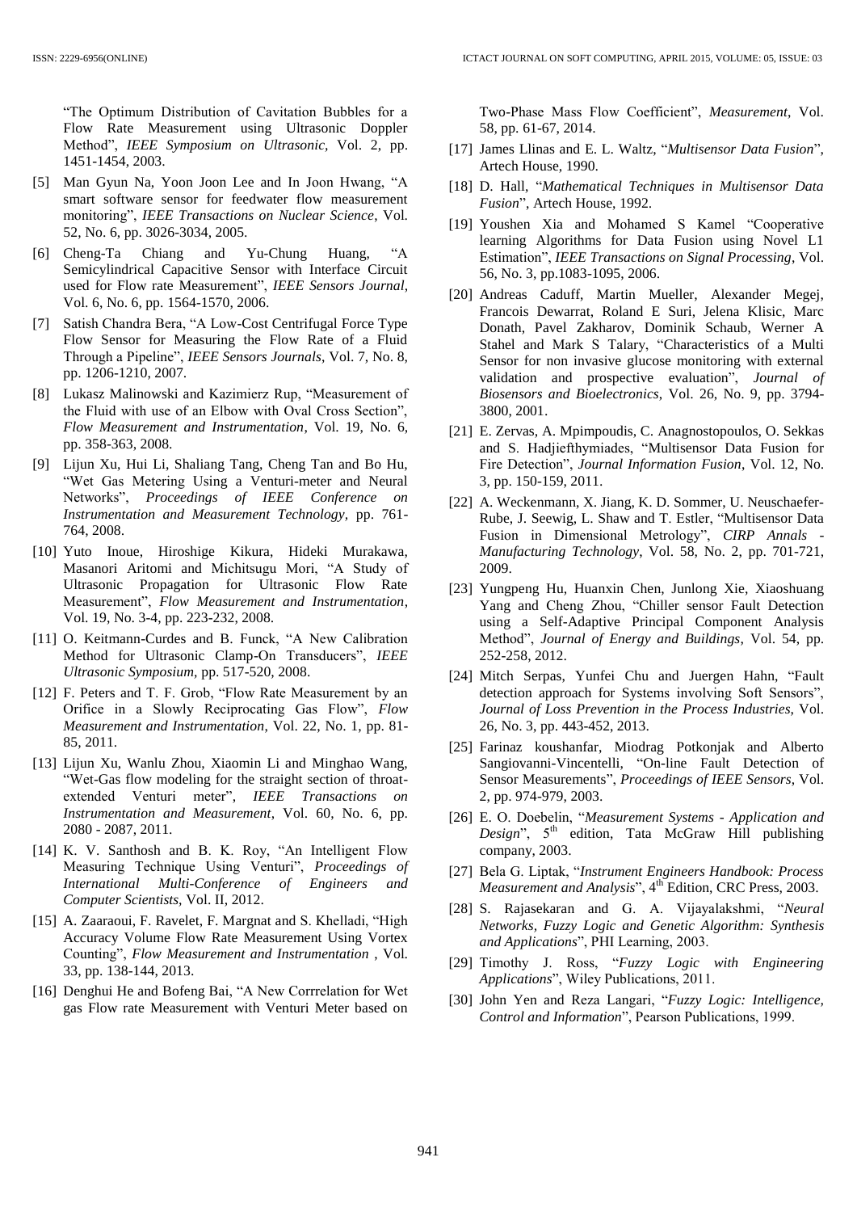"The Optimum Distribution of Cavitation Bubbles for a Flow Rate Measurement using Ultrasonic Doppler Method", *IEEE Symposium on Ultrasonic*, Vol. 2, pp. 1451-1454, 2003.

[5] Man Gyun Na, Yoon Joon Lee and In Joon Hwang, "A smart software sensor for feedwater flow measurement monitoring", *IEEE Transactions on Nuclear Science*, Vol. 52, No. 6, pp. 3026-3034, 2005.

[6] Cheng-Ta Chiang and Yu-Chung Huang, "A Semicylindrical Capacitive Sensor with Interface Circuit used for Flow rate Measurement", *IEEE Sensors Journal*, Vol. 6, No. 6, pp. 1564-1570, 2006.

[7] Satish Chandra Bera, "A Low-Cost Centrifugal Force Type Flow Sensor for Measuring the Flow Rate of a Fluid Through a Pipeline", *IEEE Sensors Journals*, Vol. 7, No. 8, pp. 1206-1210, 2007.

[8] Lukasz Malinowski and Kazimierz Rup, "Measurement of the Fluid with use of an Elbow with Oval Cross Section", *Flow Measurement and Instrumentation*, Vol. 19, No. 6, pp. 358-363, 2008.

[9] Lijun Xu, Hui Li, Shaliang Tang, Cheng Tan and Bo Hu, "Wet Gas Metering Using a Venturi-meter and Neural Networks", *Proceedings of IEEE Conference on Instrumentation and Measurement Technology*, pp. 761-764, 2008.

[10] Yuto Inoue, Hiroshige Kikura, Hideki Murakawa, Masanori Aritomi and Michitsugu Mori, "A Study of Ultrasonic Propagation for Ultrasonic Flow Rate Measurement", *Flow Measurement and Instrumentation*, Vol. 19, No. 3-4, pp. 223-232, 2008.

[11] O. Keitmann-Curdes and B. Funck, "A New Calibration Method for Ultrasonic Clamp-On Transducers", *IEEE Ultrasonic Symposium*, pp. 517-520, 2008.

[12] F. Peters and T. F. Grob, "Flow Rate Measurement by an Orifice in a Slowly Reciprocating Gas Flow", *Flow Measurement and Instrumentation*, Vol. 22, No. 1, pp. 81-85, 2011.

[13] Lijun Xu, Wanlu Zhou, Xiaomin Li and Minghao Wang, "Wet-Gas flow modeling for the straight section of throat-extended Venturi meter", *IEEE Transactions on Instrumentation and Measurement*, Vol. 60, No. 6, pp. 2080 - 2087, 2011.

[14] K. V. Santhosh and B. K. Roy, "An Intelligent Flow Measuring Technique Using Venturi", *Proceedings of International Multi-Conference of Engineers and Computer Scientists*, Vol. II, 2012.

[15] A. Zaaraoui, F. Ravelet, F. Margnat and S. Khelladi, "High Accuracy Volume Flow Rate Measurement Using Vortex Counting", *Flow Measurement and Instrumentation* , Vol. 33, pp. 138-144, 2013.

[16] Denghui He and Bofeng Bai, "A New Corrrelation for Wet gas Flow rate Measurement with Venturi Meter based on Two-Phase Mass Flow Coefficient", *Measurement*, Vol. 58, pp. 61-67, 2014.

[17] James Llinas and E. L. Waltz, "*Multisensor Data Fusion*", Artech House, 1990.

[18] D. Hall, "*Mathematical Techniques in Multisensor Data Fusion*", Artech House, 1992.

[19] Youshen Xia and Mohamed S Kamel "Cooperative learning Algorithms for Data Fusion using Novel L1 Estimation", *IEEE Transactions on Signal Processing*, Vol. 56, No. 3, pp.1083-1095, 2006.

[20] Andreas Caduff, Martin Mueller, Alexander Megej, Francois Dewarrat, Roland E Suri, Jelena Klisic, Marc Donath, Pavel Zakharov, Dominik Schaub, Werner A Stahel and Mark S Talary, "Characteristics of a Multi Sensor for non invasive glucose monitoring with external validation and prospective evaluation", *Journal of Biosensors and Bioelectronics*, Vol. 26, No. 9, pp. 3794-3800, 2001.

[21] E. Zervas, A. Mpimpoudis, C. Anagnostopoulos, O. Sekkas and S. Hadjiefthymiades, "Multisensor Data Fusion for Fire Detection", *Journal Information Fusion*, Vol. 12, No. 3, pp. 150-159, 2011.

[22] A. Weckenmann, X. Jiang, K. D. Sommer, U. Neuschaefer-Rube, J. Seewig, L. Shaw and T. Estler, "Multisensor Data Fusion in Dimensional Metrology", *CIRP Annals - Manufacturing Technology*, Vol. 58, No. 2, pp. 701-721, 2009.

[23] Yungpeng Hu, Huanxin Chen, Junlong Xie, Xiaoshuang Yang and Cheng Zhou, "Chiller sensor Fault Detection using a Self-Adaptive Principal Component Analysis Method", *Journal of Energy and Buildings*, Vol. 54, pp. 252-258, 2012.

[24] Mitch Serpas, Yunfei Chu and Juergen Hahn, "Fault detection approach for Systems involving Soft Sensors", *Journal of Loss Prevention in the Process Industries*, Vol. 26, No. 3, pp. 443-452, 2013.

[25] Farinaz koushanfar, Miodrag Potkonjak and Alberto Sangiovanni-Vincentelli, "On-line Fault Detection of Sensor Measurements", *Proceedings of IEEE Sensors*, Vol. 2, pp. 974-979, 2003.

[26] E. O. Doebelin, "*Measurement Systems - Application and Design*", 5th edition, Tata McGraw Hill publishing company, 2003.

[27] Bela G. Liptak, "*Instrument Engineers Handbook: Process Measurement and Analysis*", 4th Edition, CRC Press, 2003.

[28] S. Rajasekaran and G. A. Vijayalakshmi, "*Neural Networks, Fuzzy Logic and Genetic Algorithm: Synthesis and Applications*", PHI Learning, 2003.

[29] Timothy J. Ross, "*Fuzzy Logic with Engineering Applications*", Wiley Publications, 2011.

[30] John Yen and Reza Langari, "*Fuzzy Logic: Intelligence, Control and Information*", Pearson Publications, 1999.